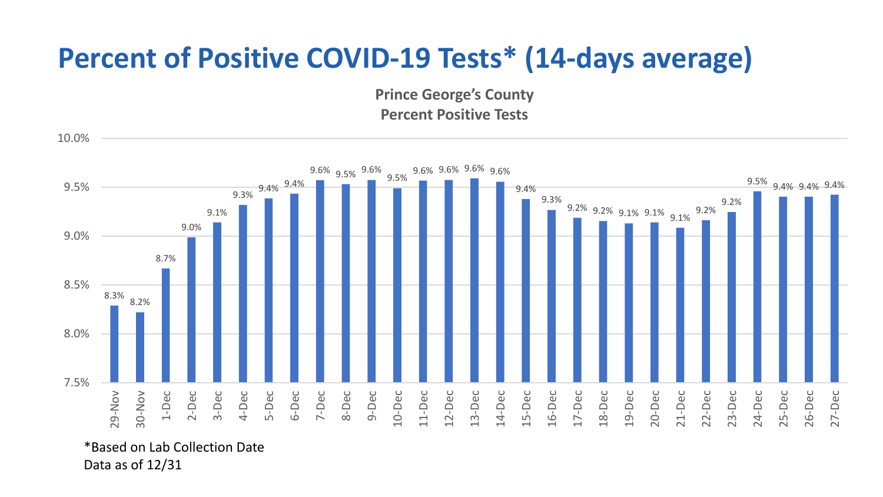# Percent of Positive COVID-19 Tests* (14-days average)

**Prince George's County**
**Percent Positive Tests**

| Date | Percent Positive |
|---|---|
| 29-Nov | 8.3% |
| 30-Nov | 8.2% |
| 1-Dec | 8.7% |
| 2-Dec | 9.0% |
| 3-Dec | 9.1% |
| 4-Dec | 9.3% |
| 5-Dec | 9.4% |
| 6-Dec | 9.4% |
| 7-Dec | 9.6% |
| 8-Dec | 9.5% |
| 9-Dec | 9.6% |
| 10-Dec | 9.5% |
| 11-Dec | 9.6% |
| 12-Dec | 9.6% |
| 13-Dec | 9.6% |
| 14-Dec | 9.6% |
| 15-Dec | 9.4% |
| 16-Dec | 9.3% |
| 17-Dec | 9.2% |
| 18-Dec | 9.2% |
| 19-Dec | 9.1% |
| 20-Dec | 9.1% |
| 21-Dec | 9.1% |
| 22-Dec | 9.2% |
| 23-Dec | 9.2% |
| 24-Dec | 9.5% |
| 25-Dec | 9.4% |
| 26-Dec | 9.4% |
| 27-Dec | 9.4% |

*Based on Lab Collection Date
Data as of 12/31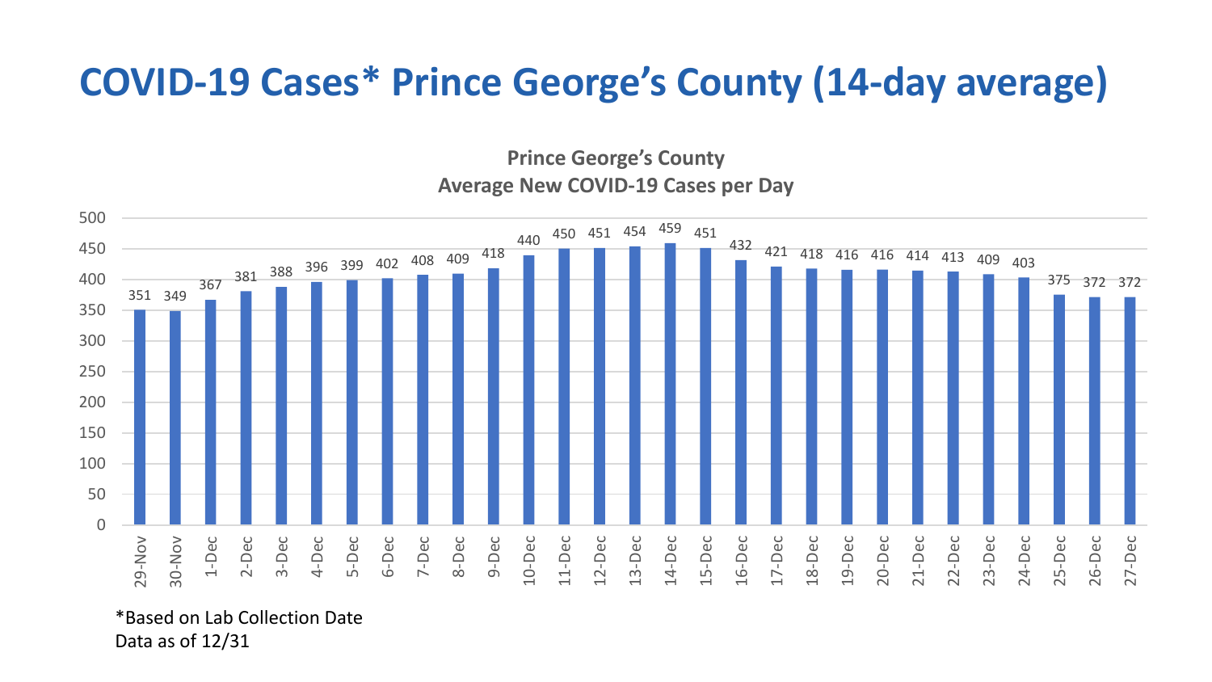# COVID-19 Cases* Prince George's County (14-day average)

**Prince George's County**
**Average New COVID-19 Cases per Day**

| Date | Average New Cases per Day |
|---|---|
| 29-Nov | 351 |
| 30-Nov | 349 |
| 1-Dec | 367 |
| 2-Dec | 381 |
| 3-Dec | 388 |
| 4-Dec | 396 |
| 5-Dec | 399 |
| 6-Dec | 402 |
| 7-Dec | 408 |
| 8-Dec | 409 |
| 9-Dec | 418 |
| 10-Dec | 440 |
| 11-Dec | 450 |
| 12-Dec | 451 |
| 13-Dec | 454 |
| 14-Dec | 459 |
| 15-Dec | 451 |
| 16-Dec | 432 |
| 17-Dec | 421 |
| 18-Dec | 418 |
| 19-Dec | 416 |
| 20-Dec | 416 |
| 21-Dec | 414 |
| 22-Dec | 413 |
| 23-Dec | 409 |
| 24-Dec | 403 |
| 25-Dec | 375 |
| 26-Dec | 372 |
| 27-Dec | 372 |

*Based on Lab Collection Date
Data as of 12/31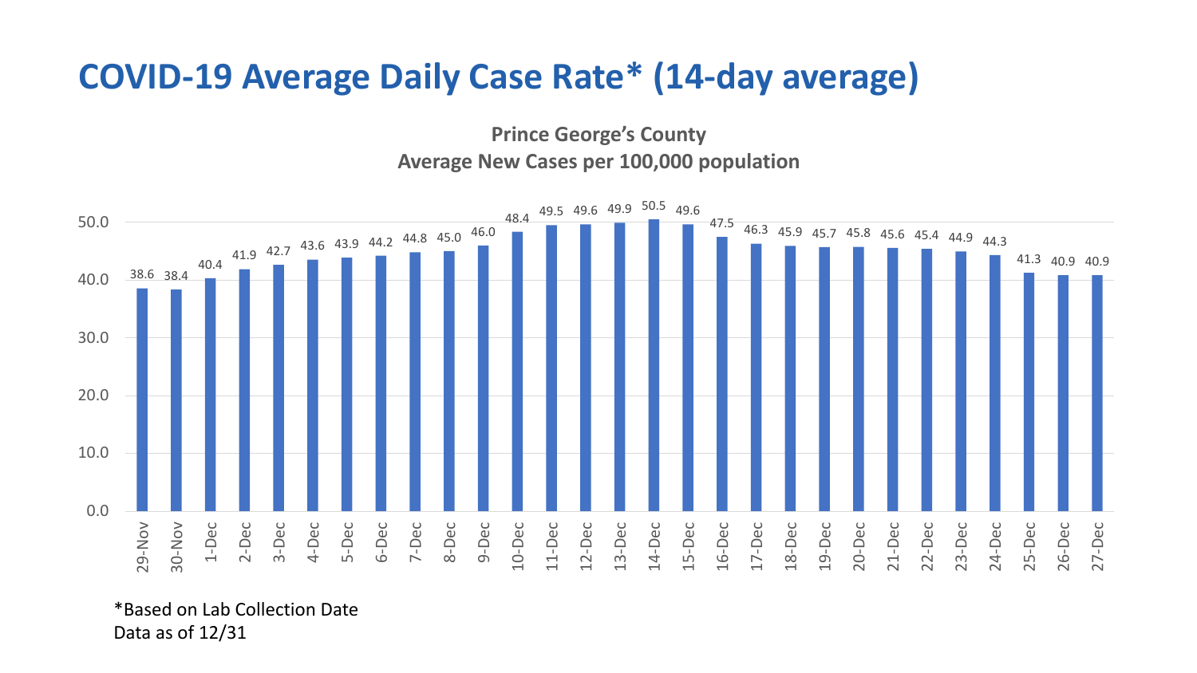# COVID-19 Average Daily Case Rate* (14-day average)

**Prince George's County**
**Average New Cases per 100,000 population**

50.0
40.0
30.0
20.0
10.0
0.0

38.6 38.4 40.4 41.9 42.7 43.6 43.9 44.2 44.8 45.0 46.0 48.4 49.5 49.6 49.9 50.5 49.6 47.5 46.3 45.9 45.7 45.8 45.6 45.4 44.9 44.3 41.3 40.9 40.9

29-Nov 30-Nov 1-Dec 2-Dec 3-Dec 4-Dec 5-Dec 6-Dec 7-Dec 8-Dec 9-Dec 10-Dec 11-Dec 12-Dec 13-Dec 14-Dec 15-Dec 16-Dec 17-Dec 18-Dec 19-Dec 20-Dec 21-Dec 22-Dec 23-Dec 24-Dec 25-Dec 26-Dec 27-Dec

*Based on Lab Collection Date
Data as of 12/31